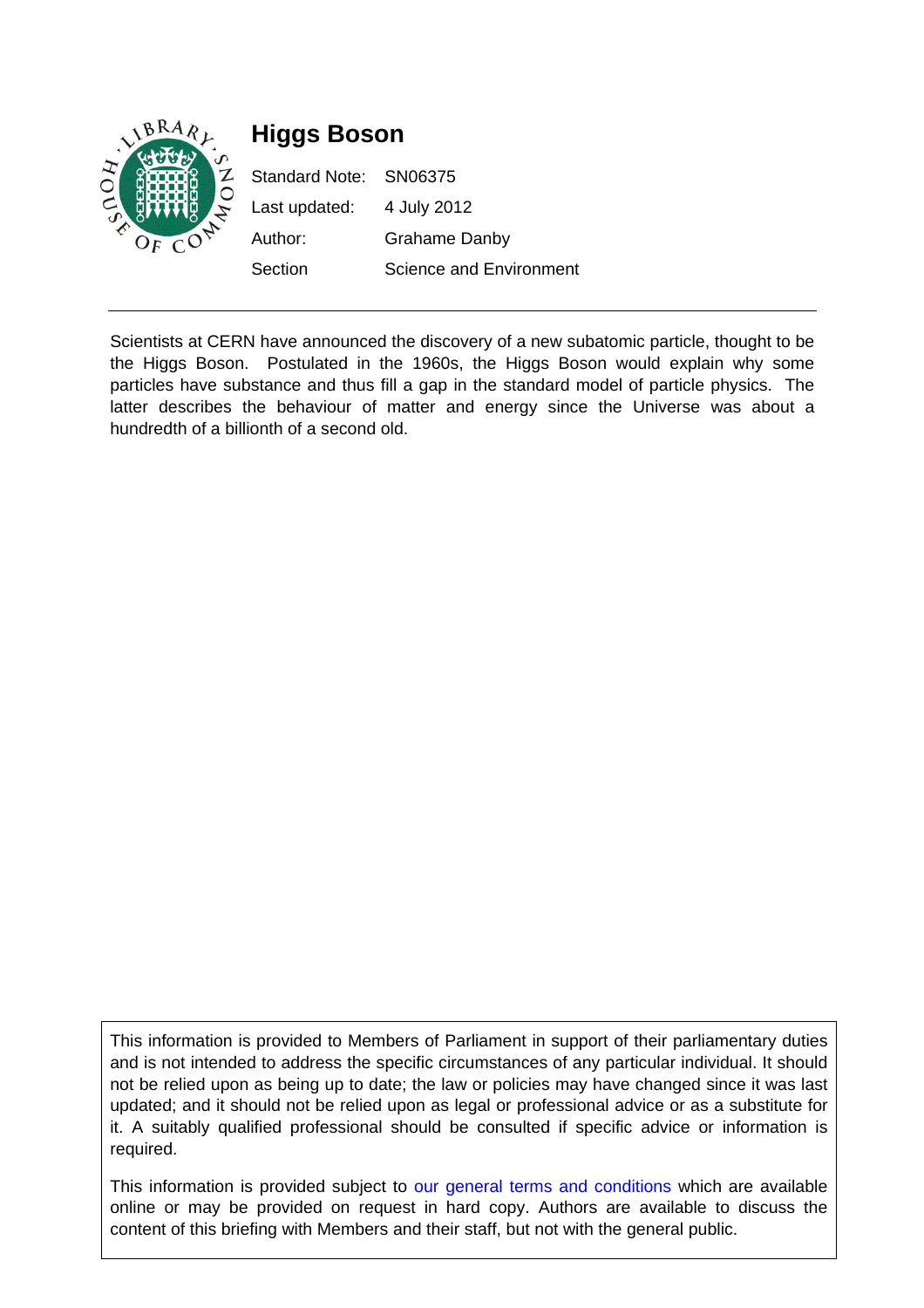# Higgs Boson

| | |
|---|---|
| Standard Note: | SN06375 |
| Last updated: | 4 July 2012 |
| Author: | Grahame Danby |
| Section | Science and Environment |

Scientists at CERN have announced the discovery of a new subatomic particle, thought to be the Higgs Boson. Postulated in the 1960s, the Higgs Boson would explain why some particles have substance and thus fill a gap in the standard model of particle physics. The latter describes the behaviour of matter and energy since the Universe was about a hundredth of a billionth of a second old.

This information is provided to Members of Parliament in support of their parliamentary duties and is not intended to address the specific circumstances of any particular individual. It should not be relied upon as being up to date; the law or policies may have changed since it was last updated; and it should not be relied upon as legal or professional advice or as a substitute for it. A suitably qualified professional should be consulted if specific advice or information is required.

This information is provided subject to our general terms and conditions which are available online or may be provided on request in hard copy. Authors are available to discuss the content of this briefing with Members and their staff, but not with the general public.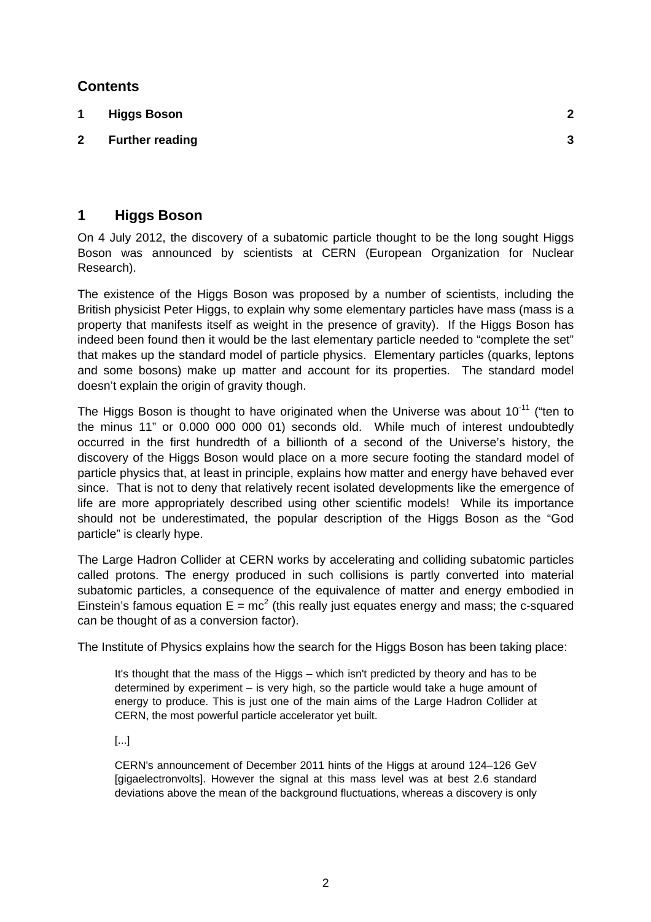## Contents

| | | |
|---|---|---|
| **1** | **Higgs Boson** | **2** |
| **2** | **Further reading** | **3** |

# 1 Higgs Boson

On 4 July 2012, the discovery of a subatomic particle thought to be the long sought Higgs Boson was announced by scientists at CERN (European Organization for Nuclear Research).

The existence of the Higgs Boson was proposed by a number of scientists, including the British physicist Peter Higgs, to explain why some elementary particles have mass (mass is a property that manifests itself as weight in the presence of gravity). If the Higgs Boson has indeed been found then it would be the last elementary particle needed to "complete the set" that makes up the standard model of particle physics. Elementary particles (quarks, leptons and some bosons) make up matter and account for its properties. The standard model doesn't explain the origin of gravity though.

The Higgs Boson is thought to have originated when the Universe was about $10^{-11}$ ("ten to the minus 11" or 0.000 000 000 01) seconds old. While much of interest undoubtedly occurred in the first hundredth of a billionth of a second of the Universe's history, the discovery of the Higgs Boson would place on a more secure footing the standard model of particle physics that, at least in principle, explains how matter and energy have behaved ever since. That is not to deny that relatively recent isolated developments like the emergence of life are more appropriately described using other scientific models! While its importance should not be underestimated, the popular description of the Higgs Boson as the "God particle" is clearly hype.

The Large Hadron Collider at CERN works by accelerating and colliding subatomic particles called protons. The energy produced in such collisions is partly converted into material subatomic particles, a consequence of the equivalence of matter and energy embodied in Einstein's famous equation $E = mc^2$ (this really just equates energy and mass; the c-squared can be thought of as a conversion factor).

The Institute of Physics explains how the search for the Higgs Boson has been taking place:

> It's thought that the mass of the Higgs – which isn't predicted by theory and has to be determined by experiment – is very high, so the particle would take a huge amount of energy to produce. This is just one of the main aims of the Large Hadron Collider at CERN, the most powerful particle accelerator yet built.
>
> [...]
>
> CERN's announcement of December 2011 hints of the Higgs at around 124–126 GeV [gigaelectronvolts]. However the signal at this mass level was at best 2.6 standard deviations above the mean of the background fluctuations, whereas a discovery is only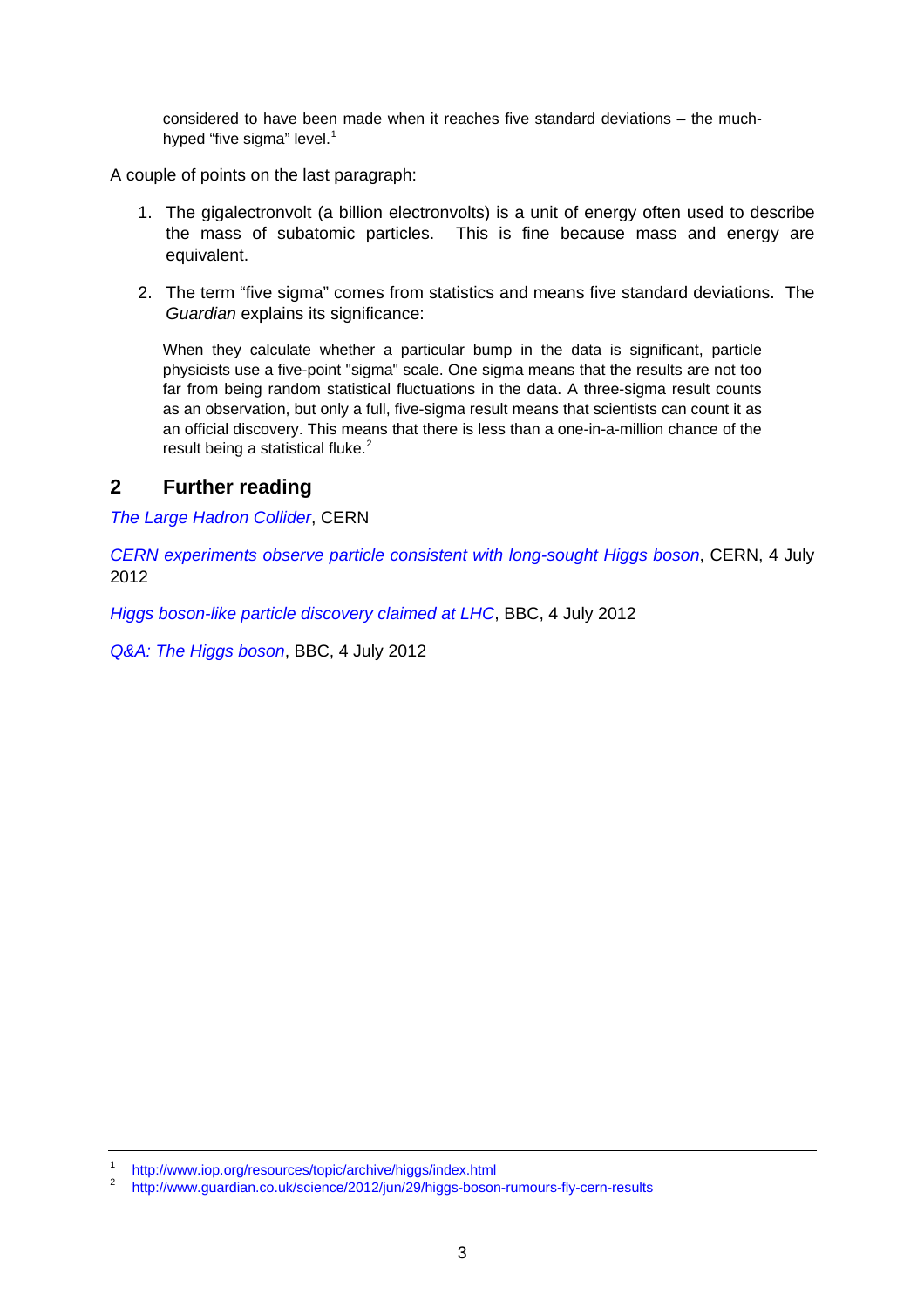> considered to have been made when it reaches five standard deviations – the much-hyped “five sigma” level.[1]

A couple of points on the last paragraph:

1. The gigalectronvolt (a billion electronvolts) is a unit of energy often used to describe the mass of subatomic particles. This is fine because mass and energy are equivalent.

2. The term “five sigma” comes from statistics and means five standard deviations. The *Guardian* explains its significance:

> When they calculate whether a particular bump in the data is significant, particle physicists use a five-point "sigma" scale. One sigma means that the results are not too far from being random statistical fluctuations in the data. A three-sigma result counts as an observation, but only a full, five-sigma result means that scientists can count it as an official discovery. This means that there is less than a one-in-a-million chance of the result being a statistical fluke.[2]

## 2 Further reading

*The Large Hadron Collider*, CERN

*CERN experiments observe particle consistent with long-sought Higgs boson*, CERN, 4 July 2012

*Higgs boson-like particle discovery claimed at LHC*, BBC, 4 July 2012

*Q&A: The Higgs boson*, BBC, 4 July 2012

---

[1] http://www.iop.org/resources/topic/archive/higgs/index.html

[2] http://www.guardian.co.uk/science/2012/jun/29/higgs-boson-rumours-fly-cern-results